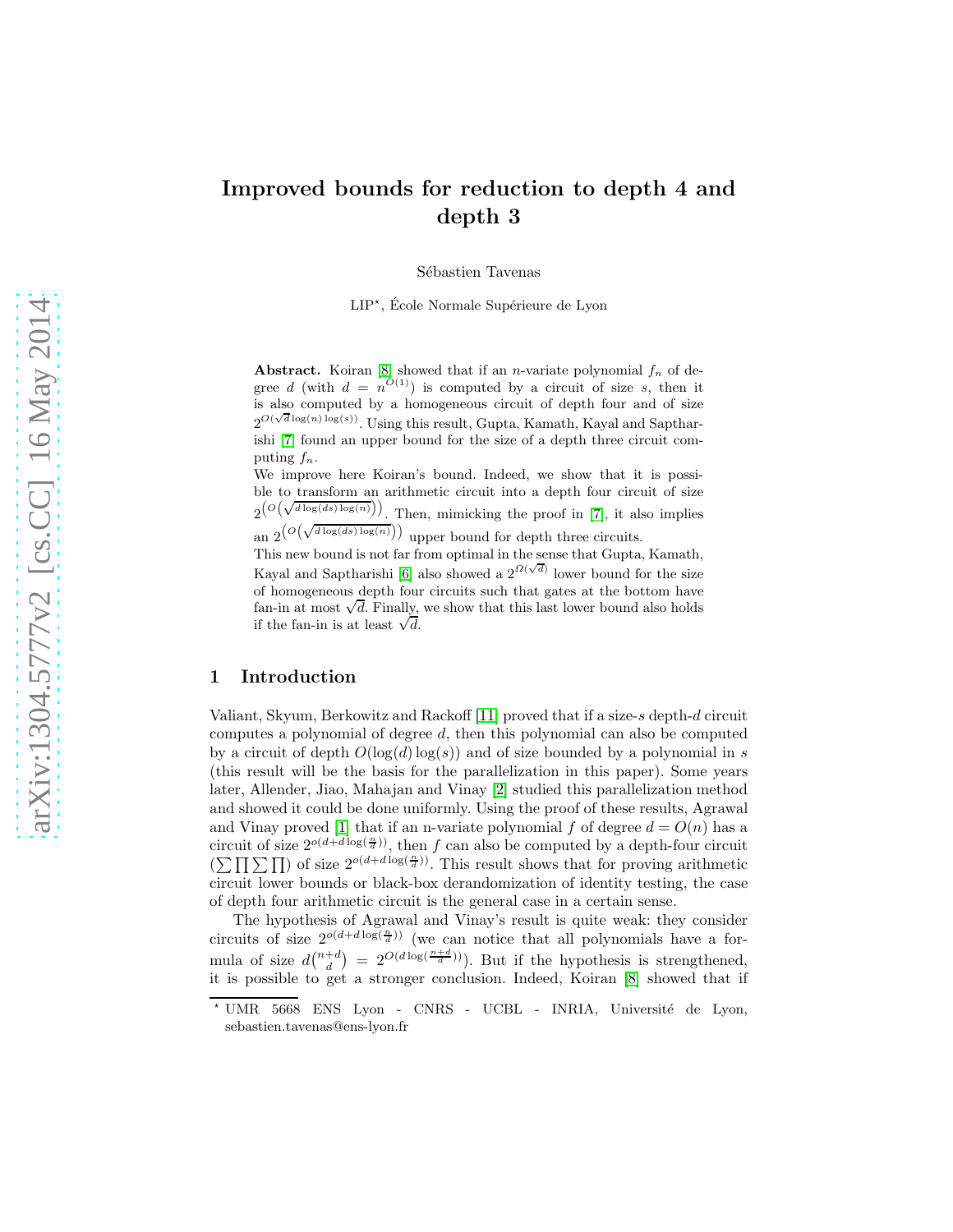# Improved bounds for reduction to depth 4 and depth 3

Sébastien Tavenas

LIP*, École Normale Supérieure de Lyon

**Abstract.** Koiran [8] showed that if an $n$-variate polynomial $f_n$ of degree $d$ (with $d = n^{O(1)}$) is computed by a circuit of size $s$, then it is also computed by a homogeneous circuit of depth four and of size $2^{O(\sqrt{d}\log(n)\log(s))}$. Using this result, Gupta, Kamath, Kayal and Saptharishi [7] found an upper bound for the size of a depth three circuit computing $f_n$.

We improve here Koiran's bound. Indeed, we show that it is possible to transform an arithmetic circuit into a depth four circuit of size $2^{\left(O\left(\sqrt{d\log(ds)\log(n)}\right)\right)}$. Then, mimicking the proof in [7], it also implies an $2^{\left(O\left(\sqrt{d\log(ds)\log(n)}\right)\right)}$ upper bound for depth three circuits.

This new bound is not far from optimal in the sense that Gupta, Kamath, Kayal and Saptharishi [6] also showed a $2^{\Omega(\sqrt{d})}$ lower bound for the size of homogeneous depth four circuits such that gates at the bottom have fan-in at most $\sqrt{d}$. Finally, we show that this last lower bound also holds if the fan-in is at least $\sqrt{d}$.

## 1 Introduction

Valiant, Skyum, Berkowitz and Rackoff [11] proved that if a size-$s$ depth-$d$ circuit computes a polynomial of degree $d$, then this polynomial can also be computed by a circuit of depth $O(\log(d)\log(s))$ and of size bounded by a polynomial in $s$ (this result will be the basis for the parallelization in this paper). Some years later, Allender, Jiao, Mahajan and Vinay [2] studied this parallelization method and showed it could be done uniformly. Using the proof of these results, Agrawal and Vinay proved [1] that if an n-variate polynomial $f$ of degree $d = O(n)$ has a circuit of size $2^{o(d+d\log(\frac{n}{d}))}$, then $f$ can also be computed by a depth-four circuit ($\sum\prod\sum\prod$) of size $2^{o(d+d\log(\frac{n}{d}))}$. This result shows that for proving arithmetic circuit lower bounds or black-box derandomization of identity testing, the case of depth four arithmetic circuit is the general case in a certain sense.

The hypothesis of Agrawal and Vinay's result is quite weak: they consider circuits of size $2^{o(d+d\log(\frac{n}{d}))}$ (we can notice that all polynomials have a formula of size $d\binom{n+d}{d} = 2^{O(d\log(\frac{n+d}{d}))}$). But if the hypothesis is strengthened, it is possible to get a stronger conclusion. Indeed, Koiran [8] showed that if

* UMR 5668 ENS Lyon - CNRS - UCBL - INRIA, Université de Lyon, sebastien.tavenas@ens-lyon.fr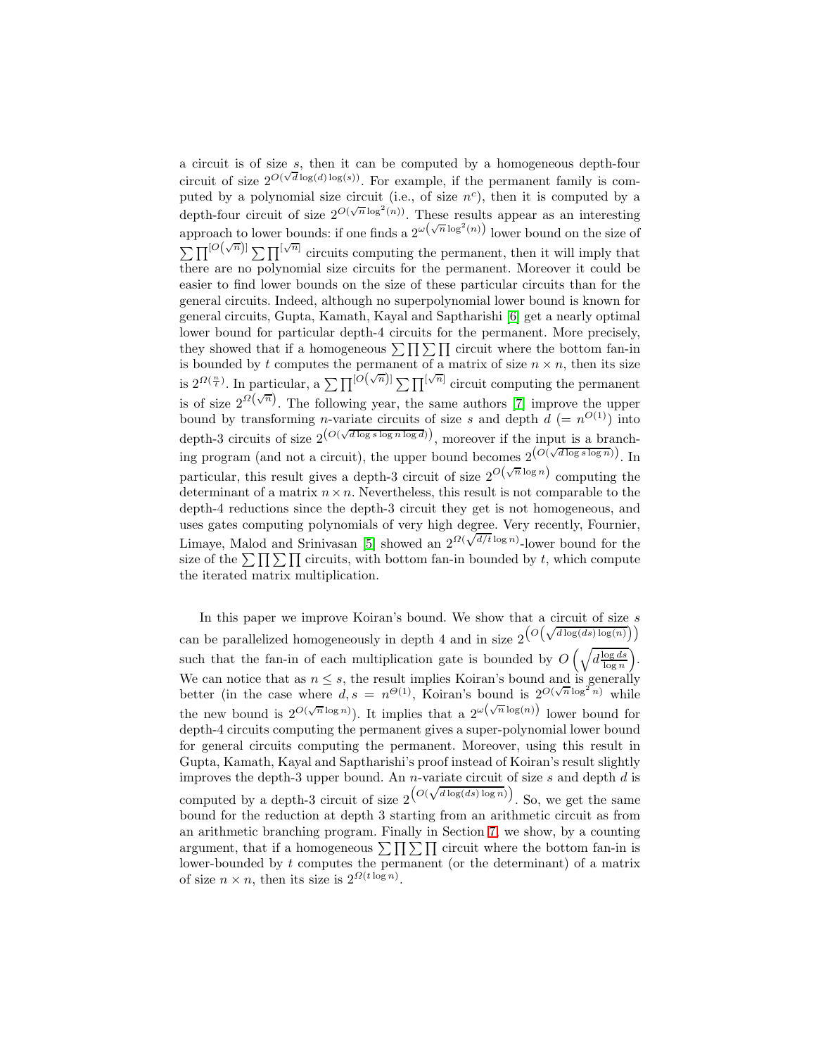a circuit is of size $s$, then it can be computed by a homogeneous depth-four circuit of size $2^{O(\sqrt{d}\log(d)\log(s))}$. For example, if the permanent family is computed by a polynomial size circuit (i.e., of size $n^c$), then it is computed by a depth-four circuit of size $2^{O(\sqrt{n}\log^2(n))}$. These results appear as an interesting approach to lower bounds: if one finds a $2^{\omega\left(\sqrt{n}\log^2(n)\right)}$ lower bound on the size of $\sum\prod^{[O(\sqrt{n})]}\sum\prod^{[\sqrt{n}]}$ circuits computing the permanent, then it will imply that there are no polynomial size circuits for the permanent. Moreover it could be easier to find lower bounds on the size of these particular circuits than for the general circuits. Indeed, although no superpolynomial lower bound is known for general circuits, Gupta, Kamath, Kayal and Saptharishi [6] get a nearly optimal lower bound for particular depth-4 circuits for the permanent. More precisely, they showed that if a homogeneous $\sum\prod\sum\prod$ circuit where the bottom fan-in is bounded by $t$ computes the permanent of a matrix of size $n\times n$, then its size is $2^{\Omega(\frac{n}{t})}$. In particular, a $\sum\prod^{[O(\sqrt{n})]}\sum\prod^{[\sqrt{n}]}$ circuit computing the permanent is of size $2^{\Omega(\sqrt{n})}$. The following year, the same authors [7] improve the upper bound by transforming $n$-variate circuits of size $s$ and depth $d$ $(= n^{O(1)})$ into depth-3 circuits of size $2^{\left(O(\sqrt{d\log s\log n\log d})\right)}$, moreover if the input is a branching program (and not a circuit), the upper bound becomes $2^{\left(O(\sqrt{d\log s\log n})\right)}$. In particular, this result gives a depth-3 circuit of size $2^{O\left(\sqrt{n}\log n\right)}$ computing the determinant of a matrix $n\times n$. Nevertheless, this result is not comparable to the depth-4 reductions since the depth-3 circuit they get is not homogeneous, and uses gates computing polynomials of very high degree. Very recently, Fournier, Limaye, Malod and Srinivasan [5] showed an $2^{\Omega(\sqrt{d/t}\log n)}$-lower bound for the size of the $\sum\prod\sum\prod$ circuits, with bottom fan-in bounded by $t$, which compute the iterated matrix multiplication.

In this paper we improve Koiran's bound. We show that a circuit of size $s$ can be parallelized homogeneously in depth 4 and in size $2^{\left(O\left(\sqrt{d\log(ds)\log(n)}\right)\right)}$ such that the fan-in of each multiplication gate is bounded by $O\left(\sqrt{d\frac{\log ds}{\log n}}\right)$. We can notice that as $n\leq s$, the result implies Koiran's bound and is generally better (in the case where $d,s = n^{\Theta(1)}$, Koiran's bound is $2^{O(\sqrt{n}\log^2 n)}$ while the new bound is $2^{O(\sqrt{n}\log n)}$). It implies that a $2^{\omega\left(\sqrt{n}\log(n)\right)}$ lower bound for depth-4 circuits computing the permanent gives a super-polynomial lower bound for general circuits computing the permanent. Moreover, using this result in Gupta, Kamath, Kayal and Saptharishi's proof instead of Koiran's result slightly improves the depth-3 upper bound. An $n$-variate circuit of size $s$ and depth $d$ is computed by a depth-3 circuit of size $2^{\left(O(\sqrt{d\log(ds)\log n})\right)}$. So, we get the same bound for the reduction at depth 3 starting from an arithmetic circuit as from an arithmetic branching program. Finally in Section 7, we show, by a counting argument, that if a homogeneous $\sum\prod\sum\prod$ circuit where the bottom fan-in is lower-bounded by $t$ computes the permanent (or the determinant) of a matrix of size $n\times n$, then its size is $2^{\Omega(t\log n)}$.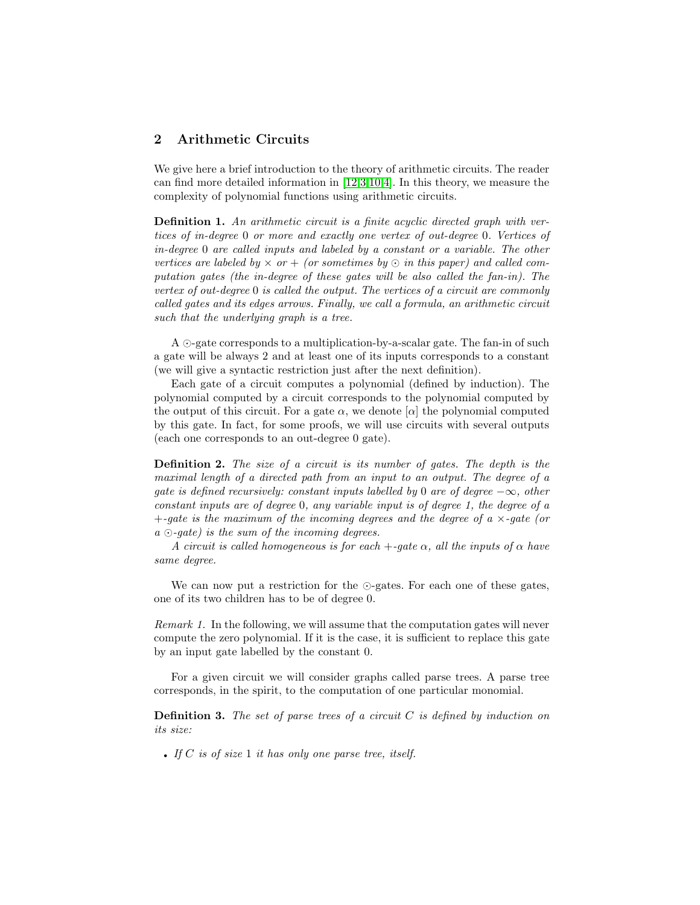## 2 Arithmetic Circuits

We give here a brief introduction to the theory of arithmetic circuits. The reader can find more detailed information in [12,3,10,4]. In this theory, we measure the complexity of polynomial functions using arithmetic circuits.

**Definition 1.** *An arithmetic circuit is a finite acyclic directed graph with vertices of in-degree* 0 *or more and exactly one vertex of out-degree* 0*. Vertices of in-degree* 0 *are called inputs and labeled by a constant or a variable. The other vertices are labeled by* $\times$ *or* $+$ *(or sometimes by* $\odot$ *in this paper) and called computation gates (the in-degree of these gates will be also called the fan-in). The vertex of out-degree* 0 *is called the output. The vertices of a circuit are commonly called gates and its edges arrows. Finally, we call a formula, an arithmetic circuit such that the underlying graph is a tree.*

A $\odot$-gate corresponds to a multiplication-by-a-scalar gate. The fan-in of such a gate will be always 2 and at least one of its inputs corresponds to a constant (we will give a syntactic restriction just after the next definition).

Each gate of a circuit computes a polynomial (defined by induction). The polynomial computed by a circuit corresponds to the polynomial computed by the output of this circuit. For a gate $\alpha$, we denote $[\alpha]$ the polynomial computed by this gate. In fact, for some proofs, we will use circuits with several outputs (each one corresponds to an out-degree 0 gate).

**Definition 2.** *The size of a circuit is its number of gates. The depth is the maximal length of a directed path from an input to an output. The degree of a gate is defined recursively: constant inputs labelled by* 0 *are of degree* $-\infty$*, other constant inputs are of degree* 0*, any variable input is of degree 1, the degree of a* $+$*-gate is the maximum of the incoming degrees and the degree of a* $\times$*-gate (or a* $\odot$*-gate) is the sum of the incoming degrees.*

*A circuit is called homogeneous is for each* $+$*-gate* $\alpha$*, all the inputs of* $\alpha$ *have same degree.*

We can now put a restriction for the $\odot$-gates. For each one of these gates, one of its two children has to be of degree 0.

*Remark 1.* In the following, we will assume that the computation gates will never compute the zero polynomial. If it is the case, it is sufficient to replace this gate by an input gate labelled by the constant 0.

For a given circuit we will consider graphs called parse trees. A parse tree corresponds, in the spirit, to the computation of one particular monomial.

**Definition 3.** *The set of parse trees of a circuit* $C$ *is defined by induction on its size:*

- *If* $C$ *is of size* 1 *it has only one parse tree, itself.*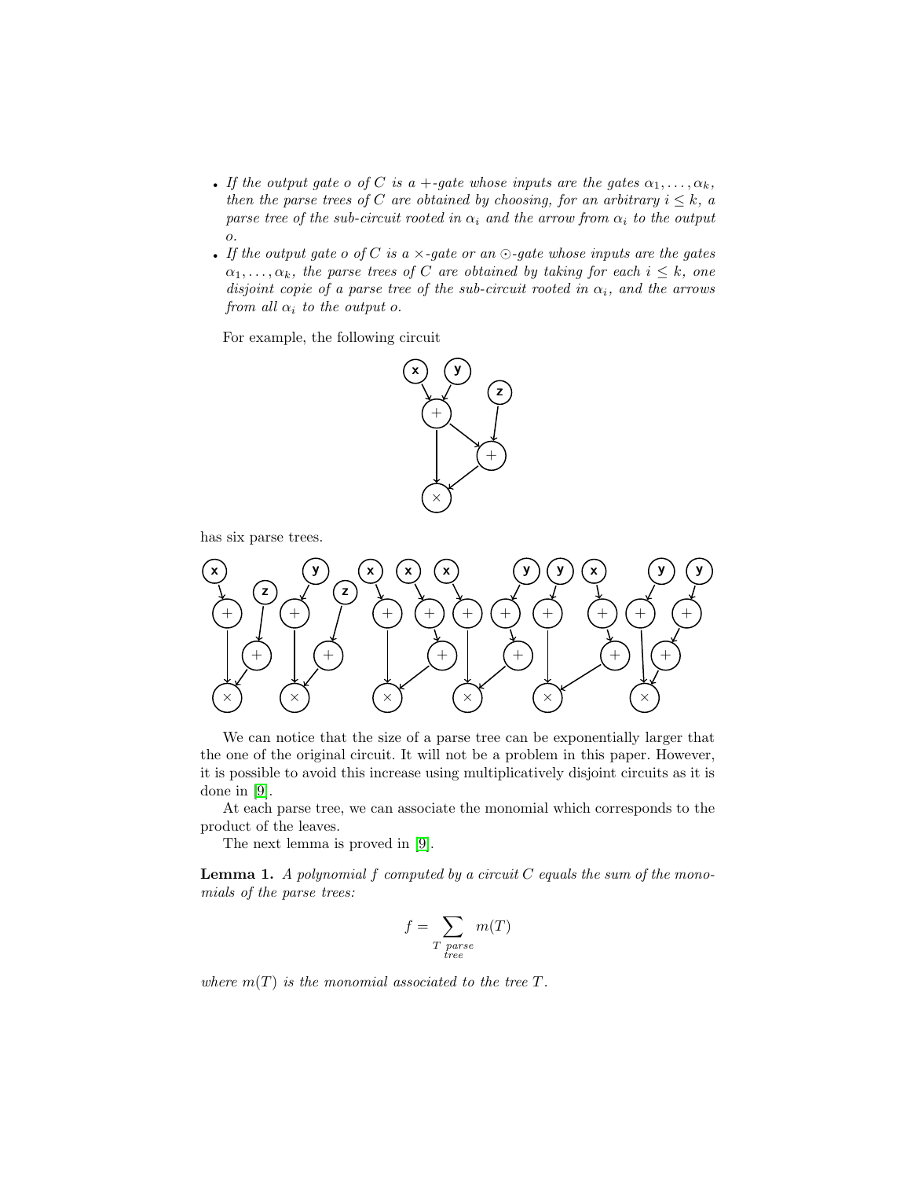- *If the output gate $o$ of $C$ is a $+$-gate whose inputs are the gates $\alpha_1, \dots, \alpha_k$, then the parse trees of $C$ are obtained by choosing, for an arbitrary $i \leq k$, a parse tree of the sub-circuit rooted in $\alpha_i$ and the arrow from $\alpha_i$ to the output $o$.*
- *If the output gate $o$ of $C$ is a $\times$-gate or an $\odot$-gate whose inputs are the gates $\alpha_1, \dots, \alpha_k$, the parse trees of $C$ are obtained by taking for each $i \leq k$, one disjoint copie of a parse tree of the sub-circuit rooted in $\alpha_i$, and the arrows from all $\alpha_i$ to the output $o$.*

For example, the following circuit

has six parse trees.

We can notice that the size of a parse tree can be exponentially larger that the one of the original circuit. It will not be a problem in this paper. However, it is possible to avoid this increase using multiplicatively disjoint circuits as it is done in [9].

At each parse tree, we can associate the monomial which corresponds to the product of the leaves.

The next lemma is proved in [9].

**Lemma 1.** *A polynomial $f$ computed by a circuit $C$ equals the sum of the monomials of the parse trees:*

$$f = \sum_{T \text{ parse tree}} m(T)$$

*where $m(T)$ is the monomial associated to the tree $T$.*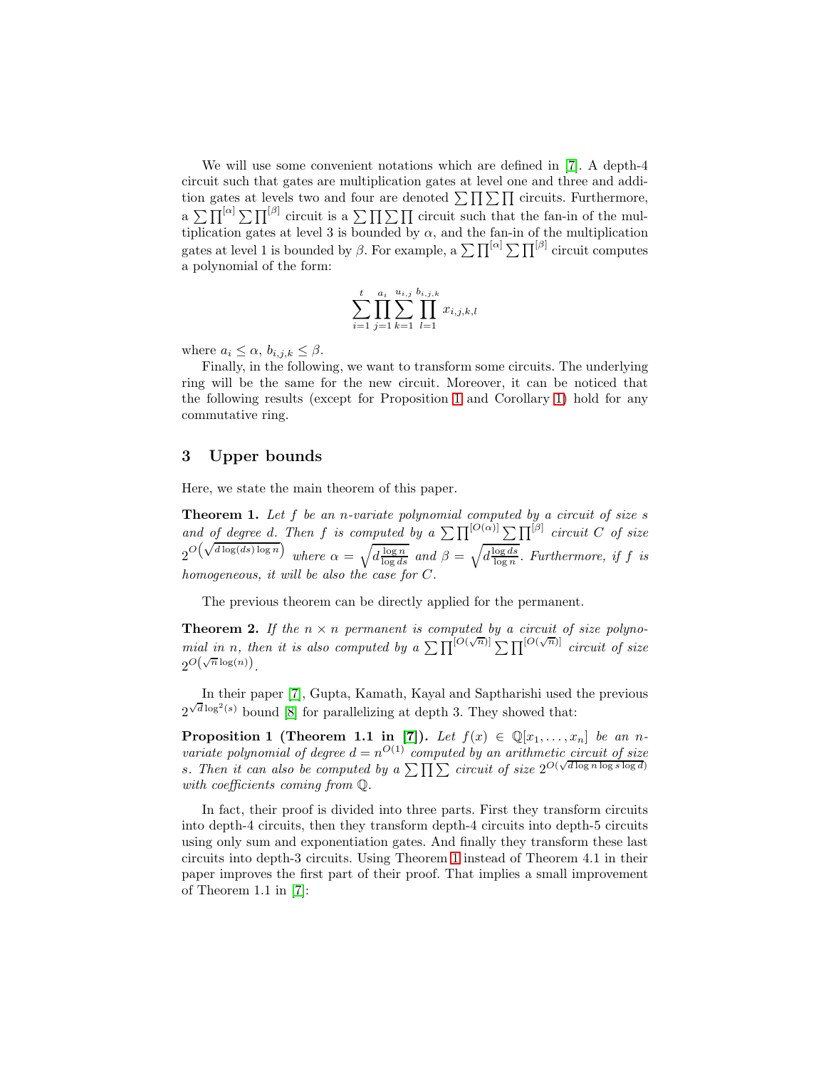We will use some convenient notations which are defined in [7]. A depth-4 circuit such that gates are multiplication gates at level one and three and addition gates at levels two and four are denoted $\sum\prod\sum\prod$ circuits. Furthermore, a $\sum\prod^{[\alpha]}\sum\prod^{[\beta]}$ circuit is a $\sum\prod\sum\prod$ circuit such that the fan-in of the multiplication gates at level 3 is bounded by $\alpha$, and the fan-in of the multiplication gates at level 1 is bounded by $\beta$. For example, a $\sum\prod^{[\alpha]}\sum\prod^{[\beta]}$ circuit computes a polynomial of the form:

$$\sum_{i=1}^{t}\prod_{j=1}^{a_i}\sum_{k=1}^{u_{i,j}}\prod_{l=1}^{b_{i,j,k}} x_{i,j,k,l}$$

where $a_i \leq \alpha$, $b_{i,j,k} \leq \beta$.

Finally, in the following, we want to transform some circuits. The underlying ring will be the same for the new circuit. Moreover, it can be noticed that the following results (except for Proposition 1 and Corollary 1) hold for any commutative ring.

## 3 Upper bounds

Here, we state the main theorem of this paper.

**Theorem 1.** *Let $f$ be an $n$-variate polynomial computed by a circuit of size $s$ and of degree $d$. Then $f$ is computed by a $\sum\prod^{[O(\alpha)]}\sum\prod^{[\beta]}$ circuit $C$ of size $2^{O\left(\sqrt{d\log(ds)\log n}\right)}$ where $\alpha = \sqrt{d\frac{\log n}{\log ds}}$ and $\beta = \sqrt{d\frac{\log ds}{\log n}}$. Furthermore, if $f$ is homogeneous, it will be also the case for $C$.*

The previous theorem can be directly applied for the permanent.

**Theorem 2.** *If the $n \times n$ permanent is computed by a circuit of size polynomial in $n$, then it is also computed by a $\sum\prod^{[O(\sqrt{n})]}\sum\prod^{[O(\sqrt{n})]}$ circuit of size $2^{O\left(\sqrt{n}\log(n)\right)}$.*

In their paper [7], Gupta, Kamath, Kayal and Saptharishi used the previous $2^{\sqrt{d}\log^2(s)}$ bound [8] for parallelizing at depth 3. They showed that:

**Proposition 1 (Theorem 1.1 in [7]).** *Let $f(x) \in \mathbb{Q}[x_1,\ldots,x_n]$ be an $n$-variate polynomial of degree $d = n^{O(1)}$ computed by an arithmetic circuit of size $s$. Then it can also be computed by a $\sum\prod\sum$ circuit of size $2^{O(\sqrt{d\log n\log s\log d})}$ with coefficients coming from $\mathbb{Q}$.*

In fact, their proof is divided into three parts. First they transform circuits into depth-4 circuits, then they transform depth-4 circuits into depth-5 circuits using only sum and exponentiation gates. And finally they transform these last circuits into depth-3 circuits. Using Theorem 1 instead of Theorem 4.1 in their paper improves the first part of their proof. That implies a small improvement of Theorem 1.1 in [7]: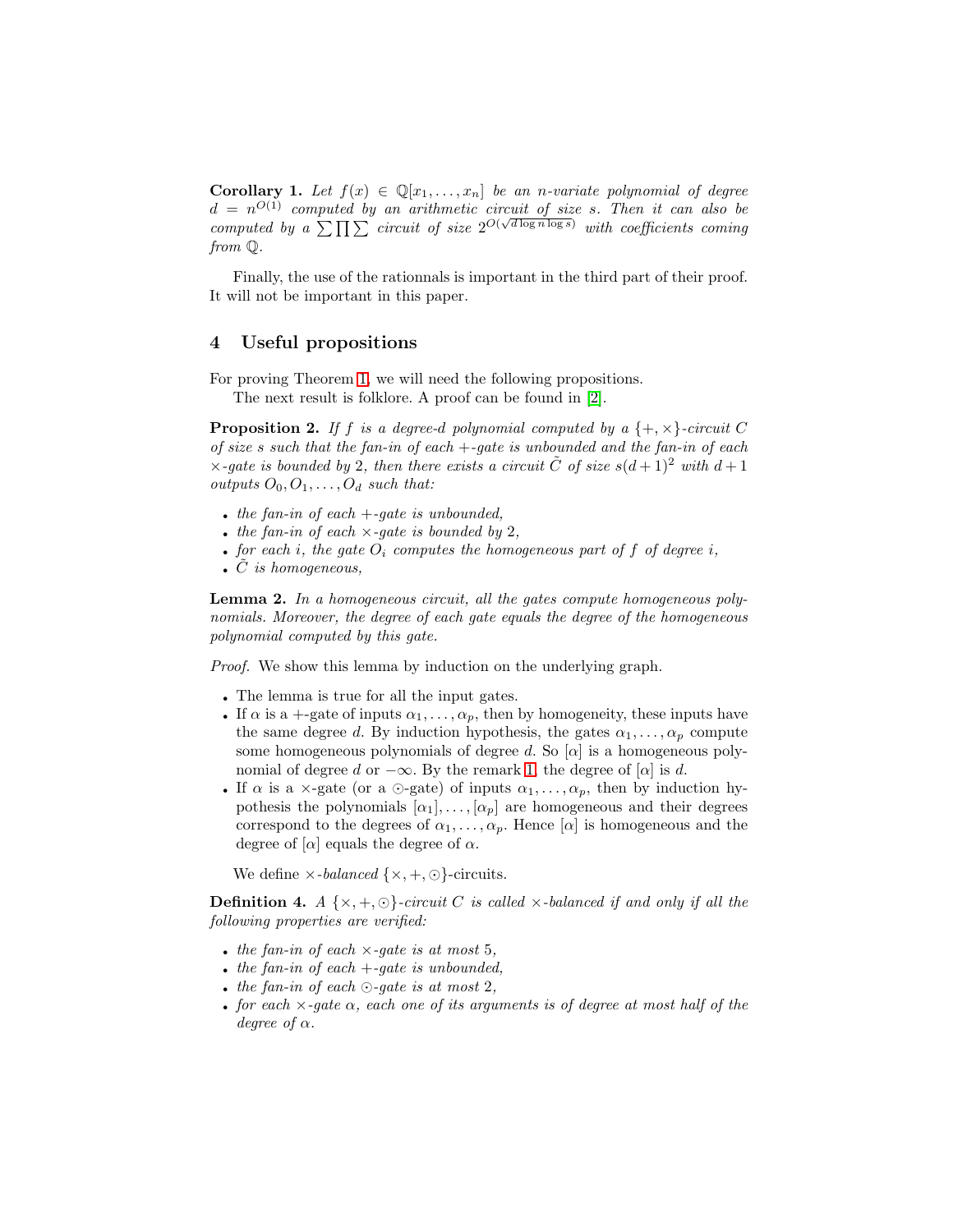**Corollary 1.** *Let $f(x) \in \mathbb{Q}[x_1, \dots, x_n]$ be an $n$-variate polynomial of degree $d = n^{O(1)}$ computed by an arithmetic circuit of size $s$. Then it can also be computed by a $\sum\prod\sum$ circuit of size $2^{O(\sqrt{d \log n \log s})}$ with coefficients coming from $\mathbb{Q}$.*

Finally, the use of the rationnals is important in the third part of their proof. It will not be important in this paper.

## 4 Useful propositions

For proving Theorem 1, we will need the following propositions.

The next result is folklore. A proof can be found in [2].

**Proposition 2.** *If $f$ is a degree-$d$ polynomial computed by a $\{+, \times\}$-circuit $C$ of size $s$ such that the fan-in of each $+$-gate is unbounded and the fan-in of each $\times$-gate is bounded by 2, then there exists a circuit $\tilde{C}$ of size $s(d+1)^2$ with $d+1$ outputs $O_0, O_1, \dots, O_d$ such that:*

- *the fan-in of each $+$-gate is unbounded,*
- *the fan-in of each $\times$-gate is bounded by 2,*
- *for each $i$, the gate $O_i$ computes the homogeneous part of $f$ of degree $i$,*
- *$\tilde{C}$ is homogeneous,*

**Lemma 2.** *In a homogeneous circuit, all the gates compute homogeneous polynomials. Moreover, the degree of each gate equals the degree of the homogeneous polynomial computed by this gate.*

*Proof.* We show this lemma by induction on the underlying graph.

- The lemma is true for all the input gates.
- If $\alpha$ is a $+$-gate of inputs $\alpha_1, \dots, \alpha_p$, then by homogeneity, these inputs have the same degree $d$. By induction hypothesis, the gates $\alpha_1, \dots, \alpha_p$ compute some homogeneous polynomials of degree $d$. So $[\alpha]$ is a homogeneous polynomial of degree $d$ or $-\infty$. By the remark 1, the degree of $[\alpha]$ is $d$.
- If $\alpha$ is a $\times$-gate (or a $\odot$-gate) of inputs $\alpha_1, \dots, \alpha_p$, then by induction hypothesis the polynomials $[\alpha_1], \dots, [\alpha_p]$ are homogeneous and their degrees correspond to the degrees of $\alpha_1, \dots, \alpha_p$. Hence $[\alpha]$ is homogeneous and the degree of $[\alpha]$ equals the degree of $\alpha$.

We define $\times$-*balanced* $\{\times, +, \odot\}$-circuits.

**Definition 4.** *A $\{\times, +, \odot\}$-circuit $C$ is called $\times$-balanced if and only if all the following properties are verified:*

- *the fan-in of each $\times$-gate is at most 5,*
- *the fan-in of each $+$-gate is unbounded,*
- *the fan-in of each $\odot$-gate is at most 2,*
- *for each $\times$-gate $\alpha$, each one of its arguments is of degree at most half of the degree of $\alpha$.*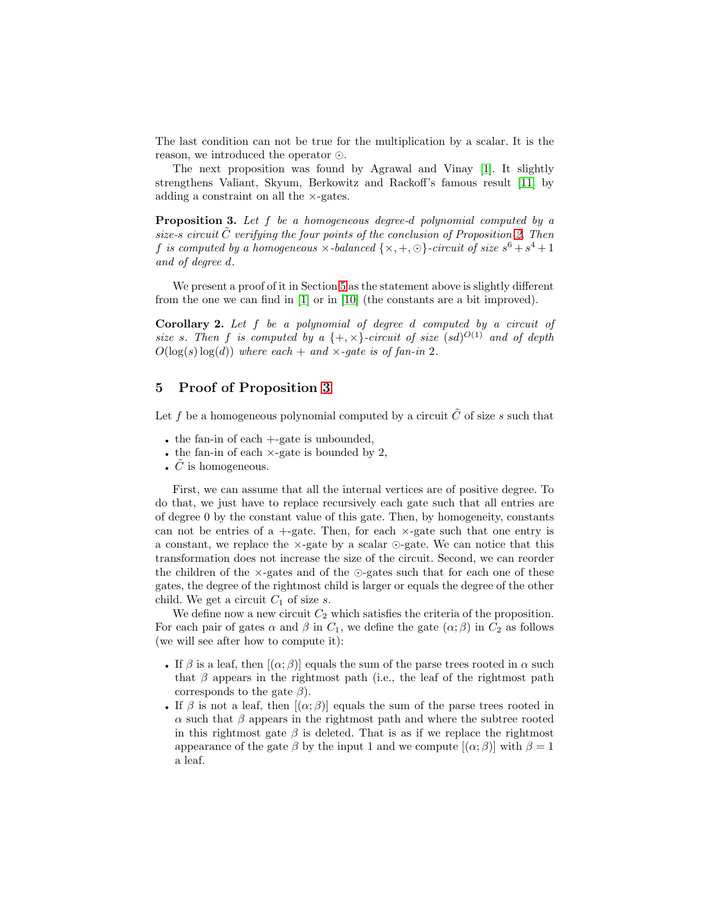The last condition can not be true for the multiplication by a scalar. It is the reason, we introduced the operator $\odot$.

The next proposition was found by Agrawal and Vinay [1]. It slightly strengthens Valiant, Skyum, Berkowitz and Rackoff's famous result [11] by adding a constraint on all the $\times$-gates.

**Proposition 3.** *Let $f$ be a homogeneous degree-$d$ polynomial computed by a size-$s$ circuit $\tilde{C}$ verifying the four points of the conclusion of Proposition 2. Then $f$ is computed by a homogeneous $\times$-balanced $\{\times, +, \odot\}$-circuit of size $s^6 + s^4 + 1$ and of degree $d$.*

We present a proof of it in Section 5 as the statement above is slightly different from the one we can find in [1] or in [10] (the constants are a bit improved).

**Corollary 2.** *Let $f$ be a polynomial of degree $d$ computed by a circuit of size $s$. Then $f$ is computed by a $\{+, \times\}$-circuit of size $(sd)^{O(1)}$ and of depth $O(\log(s)\log(d))$ where each $+$ and $\times$-gate is of fan-in 2.*

## 5 Proof of Proposition 3

Let $f$ be a homogeneous polynomial computed by a circuit $\tilde{C}$ of size $s$ such that

- the fan-in of each $+$-gate is unbounded,
- the fan-in of each $\times$-gate is bounded by 2,
- $\tilde{C}$ is homogeneous.

First, we can assume that all the internal vertices are of positive degree. To do that, we just have to replace recursively each gate such that all entries are of degree 0 by the constant value of this gate. Then, by homogeneity, constants can not be entries of a $+$-gate. Then, for each $\times$-gate such that one entry is a constant, we replace the $\times$-gate by a scalar $\odot$-gate. We can notice that this transformation does not increase the size of the circuit. Second, we can reorder the children of the $\times$-gates and of the $\odot$-gates such that for each one of these gates, the degree of the rightmost child is larger or equals the degree of the other child. We get a circuit $C_1$ of size $s$.

We define now a new circuit $C_2$ which satisfies the criteria of the proposition. For each pair of gates $\alpha$ and $\beta$ in $C_1$, we define the gate $(\alpha; \beta)$ in $C_2$ as follows (we will see after how to compute it):

- If $\beta$ is a leaf, then $[(\alpha; \beta)]$ equals the sum of the parse trees rooted in $\alpha$ such that $\beta$ appears in the rightmost path (i.e., the leaf of the rightmost path corresponds to the gate $\beta$).
- If $\beta$ is not a leaf, then $[(\alpha; \beta)]$ equals the sum of the parse trees rooted in $\alpha$ such that $\beta$ appears in the rightmost path and where the subtree rooted in this rightmost gate $\beta$ is deleted. That is as if we replace the rightmost appearance of the gate $\beta$ by the input 1 and we compute $[(\alpha; \beta)]$ with $\beta = 1$ a leaf.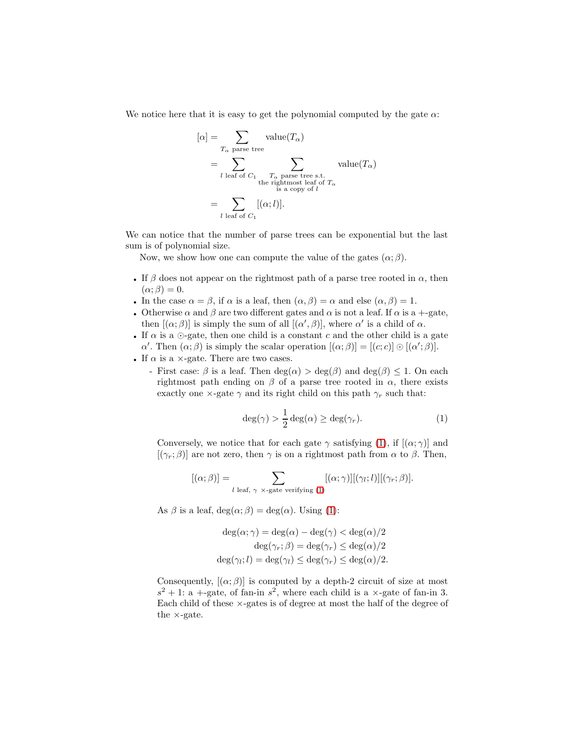We notice here that it is easy to get the polynomial computed by the gate $\alpha$:

$$
\begin{aligned}
[\alpha] &= \sum_{T_\alpha \text{ parse tree}} \text{value}(T_\alpha) \\
&= \sum_{l \text{ leaf of } C_1} \sum_{\substack{T_\alpha \text{ parse tree s.t.} \\ \text{the rightmost leaf of } T_\alpha \\ \text{is a copy of } l}} \text{value}(T_\alpha) \\
&= \sum_{l \text{ leaf of } C_1} [(\alpha; l)].
\end{aligned}
$$

We can notice that the number of parse trees can be exponential but the last sum is of polynomial size.

Now, we show how one can compute the value of the gates $(\alpha; \beta)$.

- If $\beta$ does not appear on the rightmost path of a parse tree rooted in $\alpha$, then $(\alpha; \beta) = 0$.
- In the case $\alpha = \beta$, if $\alpha$ is a leaf, then $(\alpha, \beta) = \alpha$ and else $(\alpha, \beta) = 1$.
- Otherwise $\alpha$ and $\beta$ are two different gates and $\alpha$ is not a leaf. If $\alpha$ is a $+$-gate, then $[(\alpha; \beta)]$ is simply the sum of all $[(\alpha', \beta)]$, where $\alpha'$ is a child of $\alpha$.
- If $\alpha$ is a $\odot$-gate, then one child is a constant $c$ and the other child is a gate $\alpha'$. Then $(\alpha; \beta)$ is simply the scalar operation $[(\alpha; \beta)] = [(c; c)] \odot [(\alpha'; \beta)]$.
- If $\alpha$ is a $\times$-gate. There are two cases.
  - First case: $\beta$ is a leaf. Then $\deg(\alpha) > \deg(\beta)$ and $\deg(\beta) \leq 1$. On each rightmost path ending on $\beta$ of a parse tree rooted in $\alpha$, there exists exactly one $\times$-gate $\gamma$ and its right child on this path $\gamma_r$ such that:

$$
\deg(\gamma) > \frac{1}{2}\deg(\alpha) \geq \deg(\gamma_r). \tag{1}
$$

    Conversely, we notice that for each gate $\gamma$ satisfying (1), if $[(\alpha; \gamma)]$ and $[(\gamma_r; \beta)]$ are not zero, then $\gamma$ is on a rightmost path from $\alpha$ to $\beta$. Then,

$$
[(\alpha; \beta)] = \sum_{l \text{ leaf}, \ \gamma \ \times\text{-gate verifying (1)}} [(\alpha; \gamma)][(\gamma_l; l)][(\gamma_r; \beta)].
$$

    As $\beta$ is a leaf, $\deg(\alpha; \beta) = \deg(\alpha)$. Using (1):

$$
\begin{aligned}
\deg(\alpha; \gamma) &= \deg(\alpha) - \deg(\gamma) < \deg(\alpha)/2 \\
\deg(\gamma_r; \beta) &= \deg(\gamma_r) \leq \deg(\alpha)/2 \\
\deg(\gamma_l; l) &= \deg(\gamma_l) \leq \deg(\gamma_r) \leq \deg(\alpha)/2.
\end{aligned}
$$

    Consequently, $[(\alpha; \beta)]$ is computed by a depth-2 circuit of size at most $s^2 + 1$: a $+$-gate, of fan-in $s^2$, where each child is a $\times$-gate of fan-in 3. Each child of these $\times$-gates is of degree at most the half of the degree of the $\times$-gate.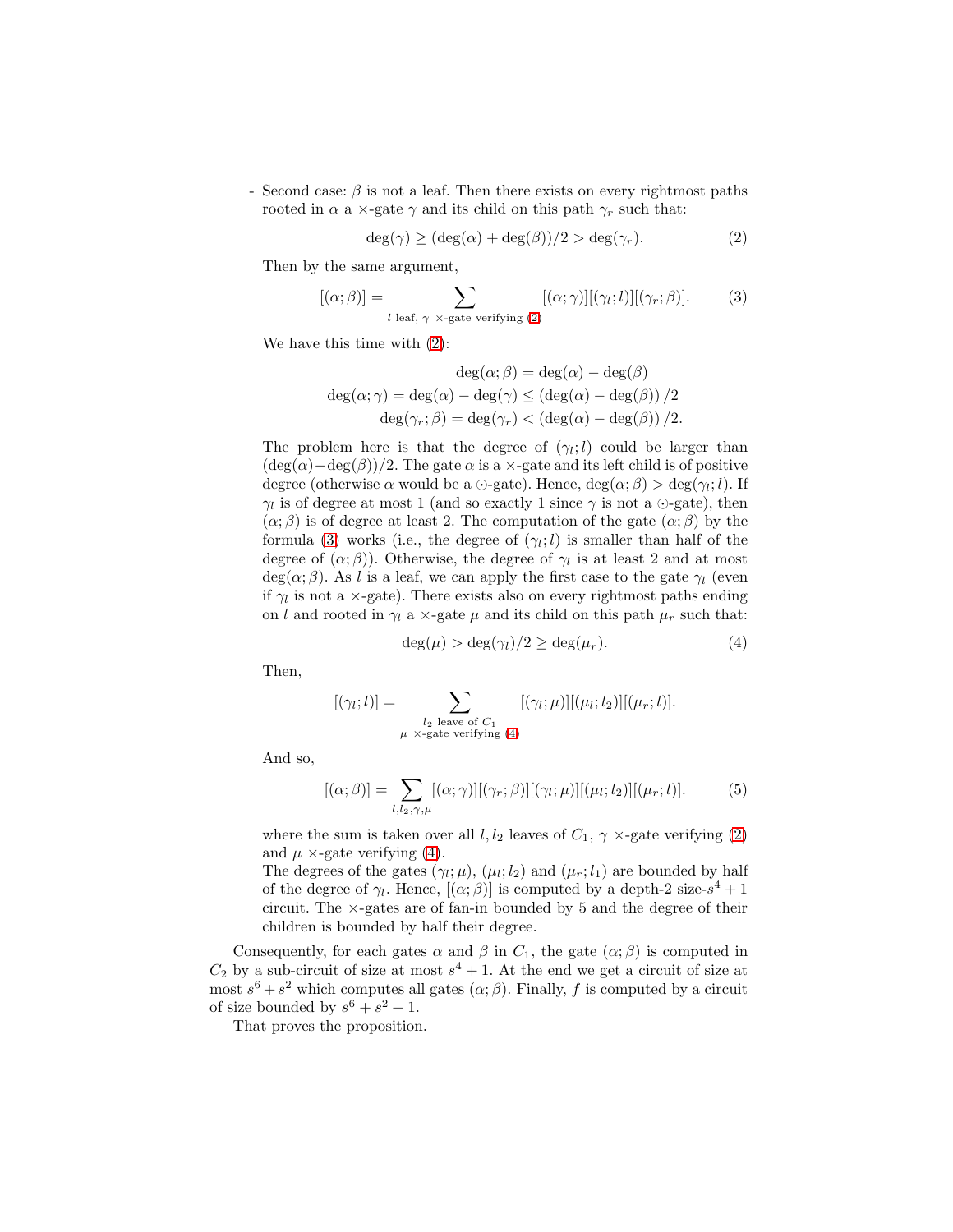- Second case: $\beta$ is not a leaf. Then there exists on every rightmost paths rooted in $\alpha$ a $\times$-gate $\gamma$ and its child on this path $\gamma_r$ such that:

$$\deg(\gamma) \geq (\deg(\alpha) + \deg(\beta))/2 > \deg(\gamma_r). \tag{2}$$

Then by the same argument,

$$[(\alpha;\beta)] = \sum_{l \text{ leaf, } \gamma \ \times\text{-gate verifying (2)}} [(\alpha;\gamma)][(\gamma_l;l)][(\gamma_r;\beta)]. \tag{3}$$

We have this time with (2):

$$\begin{aligned}
\deg(\alpha;\beta) &= \deg(\alpha) - \deg(\beta) \\
\deg(\alpha;\gamma) = \deg(\alpha) - \deg(\gamma) &\leq (\deg(\alpha) - \deg(\beta))/2 \\
\deg(\gamma_r;\beta) = \deg(\gamma_r) &< (\deg(\alpha) - \deg(\beta))/2.
\end{aligned}$$

The problem here is that the degree of $(\gamma_l;l)$ could be larger than $(\deg(\alpha)-\deg(\beta))/2$. The gate $\alpha$ is a $\times$-gate and its left child is of positive degree (otherwise $\alpha$ would be a $\odot$-gate). Hence, $\deg(\alpha;\beta) > \deg(\gamma_l;l)$. If $\gamma_l$ is of degree at most 1 (and so exactly 1 since $\gamma$ is not a $\odot$-gate), then $(\alpha;\beta)$ is of degree at least 2. The computation of the gate $(\alpha;\beta)$ by the formula (3) works (i.e., the degree of $(\gamma_l;l)$ is smaller than half of the degree of $(\alpha;\beta)$). Otherwise, the degree of $\gamma_l$ is at least 2 and at most $\deg(\alpha;\beta)$. As $l$ is a leaf, we can apply the first case to the gate $\gamma_l$ (even if $\gamma_l$ is not a $\times$-gate). There exists also on every rightmost paths ending on $l$ and rooted in $\gamma_l$ a $\times$-gate $\mu$ and its child on this path $\mu_r$ such that:

$$\deg(\mu) > \deg(\gamma_l)/2 \geq \deg(\mu_r). \tag{4}$$

Then,

$$[(\gamma_l;l)] = \sum_{\substack{l_2 \text{ leave of } C_1 \\ \mu \ \times\text{-gate verifying (4)}}} [(\gamma_l;\mu)][(\mu_l;l_2)][(\mu_r;l)].$$

And so,

$$[(\alpha;\beta)] = \sum_{l,l_2,\gamma,\mu} [(\alpha;\gamma)][(\gamma_r;\beta)][(\gamma_l;\mu)][(\mu_l;l_2)][(\mu_r;l)]. \tag{5}$$

where the sum is taken over all $l, l_2$ leaves of $C_1$, $\gamma$ $\times$-gate verifying (2) and $\mu$ $\times$-gate verifying (4).

The degrees of the gates $(\gamma_l;\mu)$, $(\mu_l;l_2)$ and $(\mu_r;l_1)$ are bounded by half of the degree of $\gamma_l$. Hence, $[(\alpha;\beta)]$ is computed by a depth-2 size-$s^4+1$ circuit. The $\times$-gates are of fan-in bounded by 5 and the degree of their children is bounded by half their degree.

Consequently, for each gates $\alpha$ and $\beta$ in $C_1$, the gate $(\alpha;\beta)$ is computed in $C_2$ by a sub-circuit of size at most $s^4+1$. At the end we get a circuit of size at most $s^6+s^2$ which computes all gates $(\alpha;\beta)$. Finally, $f$ is computed by a circuit of size bounded by $s^6+s^2+1$.

That proves the proposition.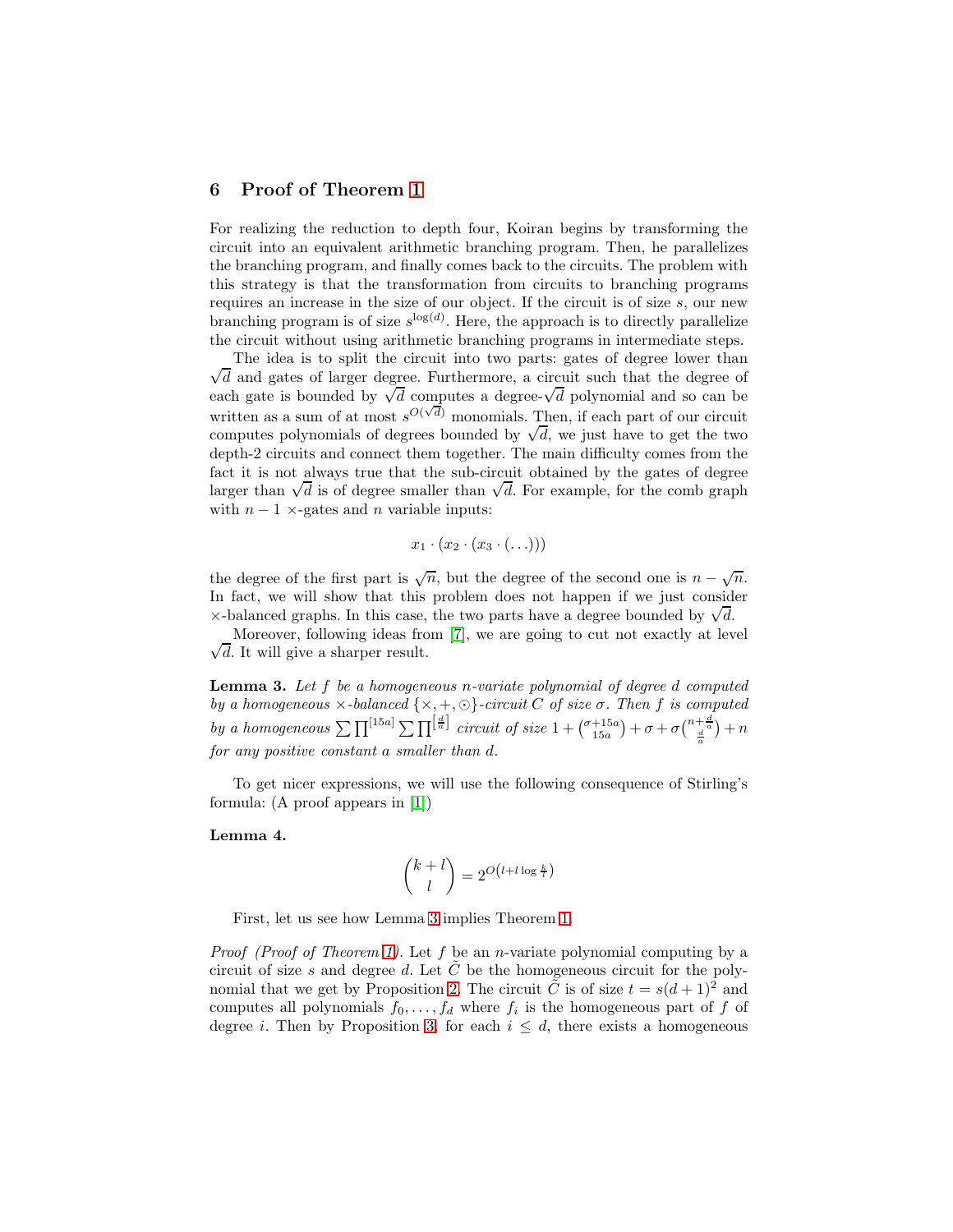## 6 Proof of Theorem 1

For realizing the reduction to depth four, Koiran begins by transforming the circuit into an equivalent arithmetic branching program. Then, he parallelizes the branching program, and finally comes back to the circuits. The problem with this strategy is that the transformation from circuits to branching programs requires an increase in the size of our object. If the circuit is of size $s$, our new branching program is of size $s^{\log(d)}$. Here, the approach is to directly parallelize the circuit without using arithmetic branching programs in intermediate steps.

The idea is to split the circuit into two parts: gates of degree lower than $\sqrt{d}$ and gates of larger degree. Furthermore, a circuit such that the degree of each gate is bounded by $\sqrt{d}$ computes a degree-$\sqrt{d}$ polynomial and so can be written as a sum of at most $s^{O(\sqrt{d})}$ monomials. Then, if each part of our circuit computes polynomials of degrees bounded by $\sqrt{d}$, we just have to get the two depth-2 circuits and connect them together. The main difficulty comes from the fact it is not always true that the sub-circuit obtained by the gates of degree larger than $\sqrt{d}$ is of degree smaller than $\sqrt{d}$. For example, for the comb graph with $n-1$ $\times$-gates and $n$ variable inputs:

$$x_1 \cdot (x_2 \cdot (x_3 \cdot (\ldots)))$$

the degree of the first part is $\sqrt{n}$, but the degree of the second one is $n - \sqrt{n}$. In fact, we will show that this problem does not happen if we just consider $\times$-balanced graphs. In this case, the two parts have a degree bounded by $\sqrt{d}$.

Moreover, following ideas from [7], we are going to cut not exactly at level $\sqrt{d}$. It will give a sharper result.

**Lemma 3.** *Let $f$ be a homogeneous $n$-variate polynomial of degree $d$ computed by a homogeneous $\times$-balanced $\{\times, +, \odot\}$-circuit $C$ of size $\sigma$. Then $f$ is computed by a homogeneous $\sum\prod^{[15a]}\sum\prod^{\left[\frac{d}{a}\right]}$ circuit of size $1 + \binom{\sigma+15a}{15a} + \sigma + \sigma\binom{n+\frac{d}{a}}{\frac{d}{a}} + n$ for any positive constant $a$ smaller than $d$.*

To get nicer expressions, we will use the following consequence of Stirling's formula: (A proof appears in [1])

**Lemma 4.**

$$\binom{k+l}{l} = 2^{O\left(l + l\log\frac{k}{l}\right)}$$

First, let us see how Lemma 3 implies Theorem 1.

*Proof (Proof of Theorem 1).* Let $f$ be an $n$-variate polynomial computing by a circuit of size $s$ and degree $d$. Let $\tilde{C}$ be the homogeneous circuit for the polynomial that we get by Proposition 2. The circuit $\tilde{C}$ is of size $t = s(d+1)^2$ and computes all polynomials $f_0, \ldots, f_d$ where $f_i$ is the homogeneous part of $f$ of degree $i$. Then by Proposition 3, for each $i \leq d$, there exists a homogeneous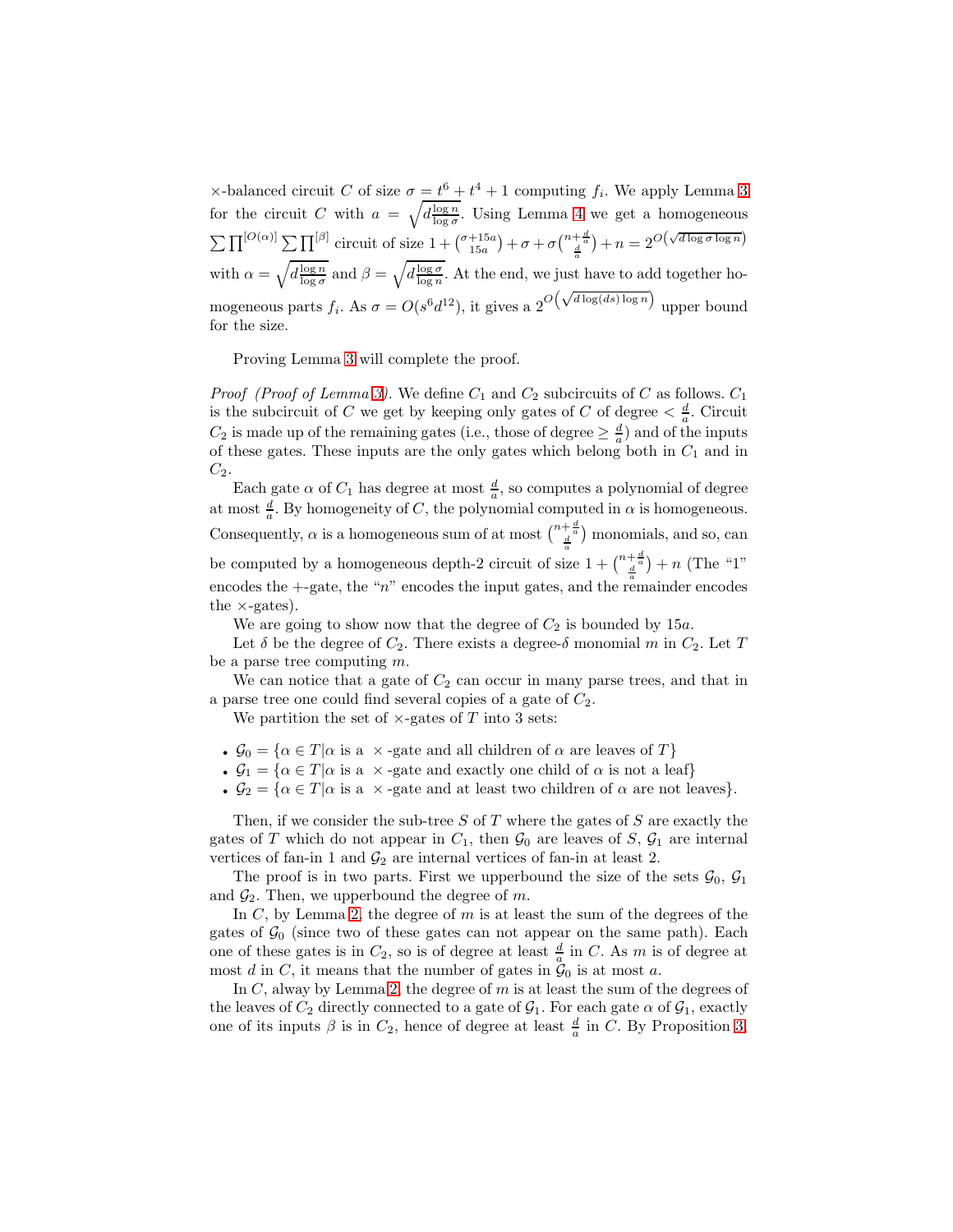$\times$-balanced circuit $C$ of size $\sigma = t^6 + t^4 + 1$ computing $f_i$. We apply Lemma 3 for the circuit $C$ with $a = \sqrt{d\frac{\log n}{\log \sigma}}$. Using Lemma 4 we get a homogeneous $\sum\prod^{[O(\alpha)]}\sum\prod^{[\beta]}$ circuit of size $1 + \binom{\sigma+15a}{15a} + \sigma + \sigma\binom{n+\frac{d}{a}}{\frac{d}{a}} + n = 2^{O\left(\sqrt{d\log\sigma\log n}\right)}$ with $\alpha = \sqrt{d\frac{\log n}{\log \sigma}}$ and $\beta = \sqrt{d\frac{\log \sigma}{\log n}}$. At the end, we just have to add together homogeneous parts $f_i$. As $\sigma = O(s^6 d^{12})$, it gives a $2^{O\left(\sqrt{d\log(ds)\log n}\right)}$ upper bound for the size.

Proving Lemma 3 will complete the proof.

*Proof (Proof of Lemma 3).* We define $C_1$ and $C_2$ subcircuits of $C$ as follows. $C_1$ is the subcircuit of $C$ we get by keeping only gates of $C$ of degree $< \frac{d}{a}$. Circuit $C_2$ is made up of the remaining gates (i.e., those of degree $\geq \frac{d}{a}$) and of the inputs of these gates. These inputs are the only gates which belong both in $C_1$ and in $C_2$.

Each gate $\alpha$ of $C_1$ has degree at most $\frac{d}{a}$, so computes a polynomial of degree at most $\frac{d}{a}$. By homogeneity of $C$, the polynomial computed in $\alpha$ is homogeneous. Consequently, $\alpha$ is a homogeneous sum of at most $\binom{n+\frac{d}{a}}{\frac{d}{a}}$ monomials, and so, can be computed by a homogeneous depth-2 circuit of size $1 + \binom{n+\frac{d}{a}}{\frac{d}{a}} + n$ (The "1" encodes the $+$-gate, the "$n$" encodes the input gates, and the remainder encodes the $\times$-gates).

We are going to show now that the degree of $C_2$ is bounded by $15a$.

Let $\delta$ be the degree of $C_2$. There exists a degree-$\delta$ monomial $m$ in $C_2$. Let $T$ be a parse tree computing $m$.

We can notice that a gate of $C_2$ can occur in many parse trees, and that in a parse tree one could find several copies of a gate of $C_2$.

We partition the set of $\times$-gates of $T$ into 3 sets:

- $\mathcal{G}_0 = \{\alpha \in T | \alpha \text{ is a } \times\text{-gate and all children of } \alpha \text{ are leaves of } T\}$
- $\mathcal{G}_1 = \{\alpha \in T | \alpha \text{ is a } \times\text{-gate and exactly one child of } \alpha \text{ is not a leaf}\}$
- $\mathcal{G}_2 = \{\alpha \in T | \alpha \text{ is a } \times\text{-gate and at least two children of } \alpha \text{ are not leaves}\}$.

Then, if we consider the sub-tree $S$ of $T$ where the gates of $S$ are exactly the gates of $T$ which do not appear in $C_1$, then $\mathcal{G}_0$ are leaves of $S$, $\mathcal{G}_1$ are internal vertices of fan-in 1 and $\mathcal{G}_2$ are internal vertices of fan-in at least 2.

The proof is in two parts. First we upperbound the size of the sets $\mathcal{G}_0$, $\mathcal{G}_1$ and $\mathcal{G}_2$. Then, we upperbound the degree of $m$.

In $C$, by Lemma 2, the degree of $m$ is at least the sum of the degrees of the gates of $\mathcal{G}_0$ (since two of these gates can not appear on the same path). Each one of these gates is in $C_2$, so is of degree at least $\frac{d}{a}$ in $C$. As $m$ is of degree at most $d$ in $C$, it means that the number of gates in $\mathcal{G}_0$ is at most $a$.

In $C$, alway by Lemma 2, the degree of $m$ is at least the sum of the degrees of the leaves of $C_2$ directly connected to a gate of $\mathcal{G}_1$. For each gate $\alpha$ of $\mathcal{G}_1$, exactly one of its inputs $\beta$ is in $C_2$, hence of degree at least $\frac{d}{a}$ in $C$. By Proposition 3,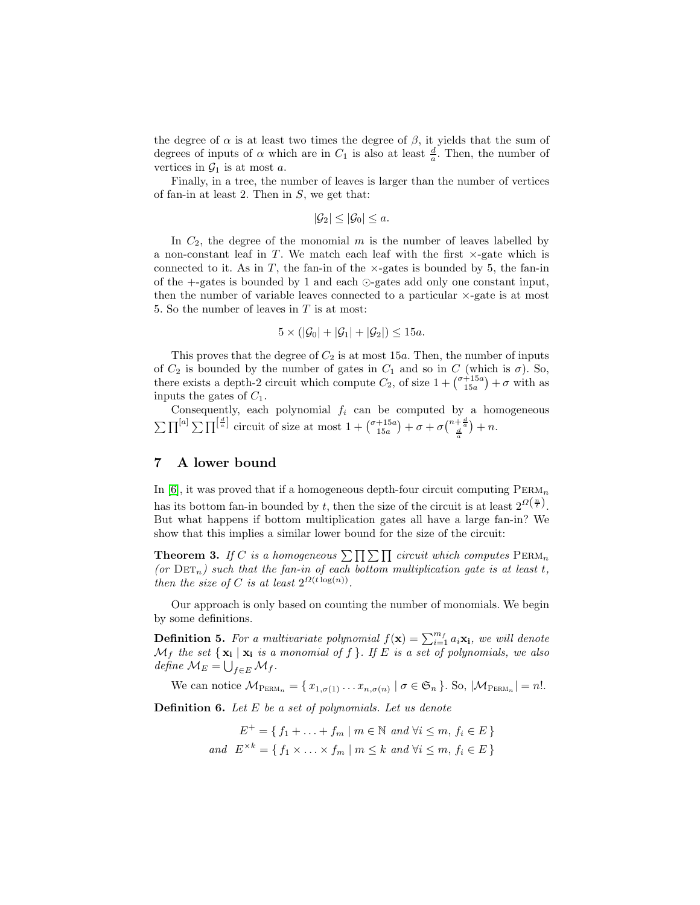the degree of $\alpha$ is at least two times the degree of $\beta$, it yields that the sum of degrees of inputs of $\alpha$ which are in $C_1$ is also at least $\frac{d}{a}$. Then, the number of vertices in $\mathcal{G}_1$ is at most $a$.

Finally, in a tree, the number of leaves is larger than the number of vertices of fan-in at least 2. Then in $S$, we get that:

$$|\mathcal{G}_2| \leq |\mathcal{G}_0| \leq a.$$

In $C_2$, the degree of the monomial $m$ is the number of leaves labelled by a non-constant leaf in $T$. We match each leaf with the first $\times$-gate which is connected to it. As in $T$, the fan-in of the $\times$-gates is bounded by 5, the fan-in of the $+$-gates is bounded by 1 and each $\odot$-gates add only one constant input, then the number of variable leaves connected to a particular $\times$-gate is at most 5. So the number of leaves in $T$ is at most:

$$5 \times (|\mathcal{G}_0| + |\mathcal{G}_1| + |\mathcal{G}_2|) \leq 15a.$$

This proves that the degree of $C_2$ is at most $15a$. Then, the number of inputs of $C_2$ is bounded by the number of gates in $C_1$ and so in $C$ (which is $\sigma$). So, there exists a depth-2 circuit which compute $C_2$, of size $1 + \binom{\sigma+15a}{15a} + \sigma$ with as inputs the gates of $C_1$.

Consequently, each polynomial $f_i$ can be computed by a homogeneous $\sum\prod^{[a]}\sum\prod^{\left[\frac{d}{a}\right]}$ circuit of size at most $1 + \binom{\sigma+15a}{15a} + \sigma + \sigma\binom{n+\frac{d}{a}}{\frac{d}{a}} + n$.

## 7 A lower bound

In [6], it was proved that if a homogeneous depth-four circuit computing $\mathrm{PERM}_n$ has its bottom fan-in bounded by $t$, then the size of the circuit is at least $2^{\Omega\left(\frac{n}{t}\right)}$. But what happens if bottom multiplication gates all have a large fan-in? We show that this implies a similar lower bound for the size of the circuit:

**Theorem 3.** *If $C$ is a homogeneous $\sum\prod\sum\prod$ circuit which computes $\mathrm{PERM}_n$ (or $\mathrm{DET}_n$) such that the fan-in of each bottom multiplication gate is at least $t$, then the size of $C$ is at least $2^{\Omega(t\log(n))}$.*

Our approach is only based on counting the number of monomials. We begin by some definitions.

**Definition 5.** *For a multivariate polynomial $f(\mathbf{x}) = \sum_{i=1}^{m_f} a_i\mathbf{x_i}$, we will denote $\mathcal{M}_f$ the set $\{\, \mathbf{x_i} \mid \mathbf{x_i} \text{ is a monomial of } f \,\}$. If $E$ is a set of polynomials, we also define $\mathcal{M}_E = \bigcup_{f\in E}\mathcal{M}_f$.*

We can notice $\mathcal{M}_{\mathrm{PERM}_n} = \{\, x_{1,\sigma(1)}\ldots x_{n,\sigma(n)} \mid \sigma \in \mathfrak{S}_n \,\}$. So, $|\mathcal{M}_{\mathrm{PERM}_n}| = n!$.

**Definition 6.** *Let $E$ be a set of polynomials. Let us denote*

$$E^{+} = \{\, f_1 + \ldots + f_m \mid m \in \mathbb{N} \text{ and } \forall i \leq m,\ f_i \in E \,\}$$
$$\text{and} \quad E^{\times k} = \{\, f_1 \times \ldots \times f_m \mid m \leq k \text{ and } \forall i \leq m,\ f_i \in E \,\}$$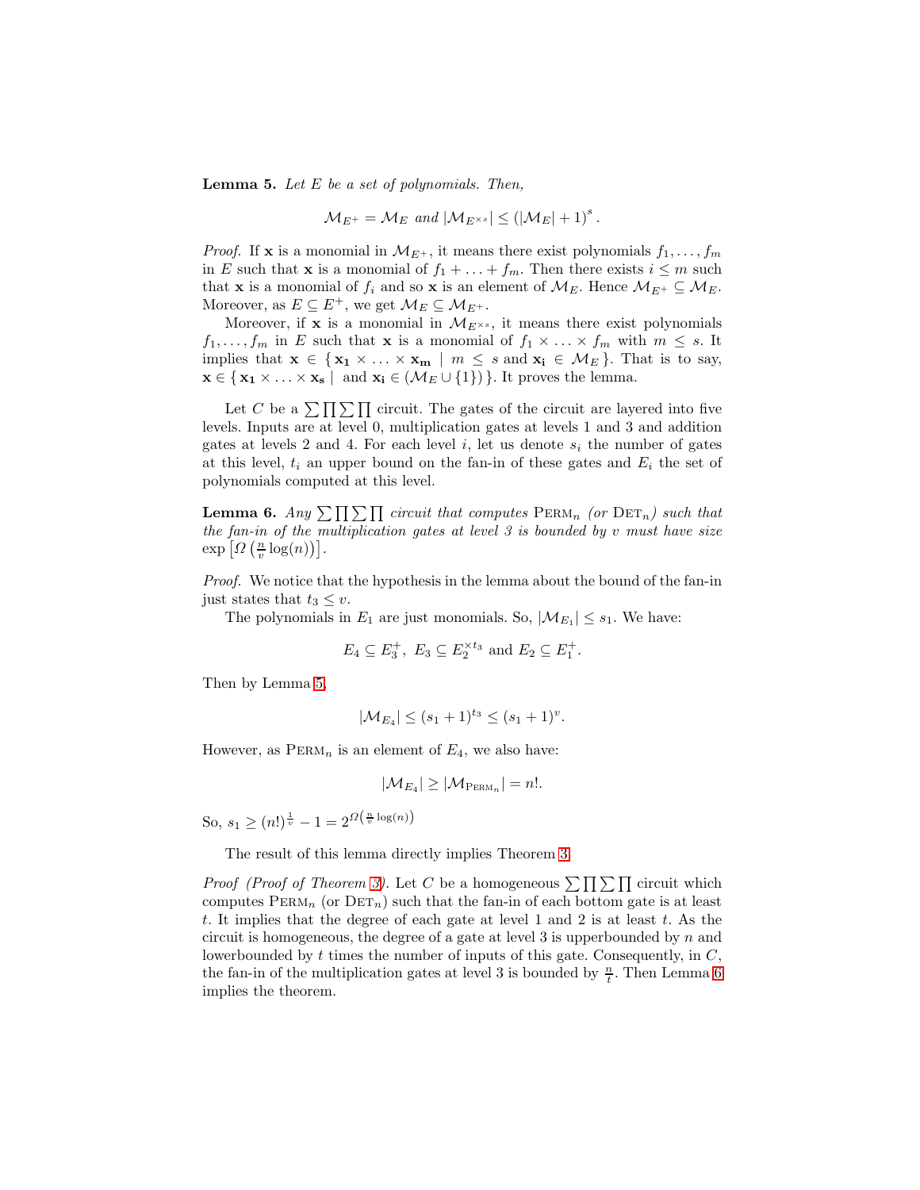**Lemma 5.** *Let $E$ be a set of polynomials. Then,*

$$\mathcal{M}_{E^+} = \mathcal{M}_E \text{ and } |\mathcal{M}_{E^{\times s}}| \leq (|\mathcal{M}_E| + 1)^s .$$

*Proof.* If $\mathbf{x}$ is a monomial in $\mathcal{M}_{E^+}$, it means there exist polynomials $f_1, \ldots, f_m$ in $E$ such that $\mathbf{x}$ is a monomial of $f_1 + \ldots + f_m$. Then there exists $i \leq m$ such that $\mathbf{x}$ is a monomial of $f_i$ and so $\mathbf{x}$ is an element of $\mathcal{M}_E$. Hence $\mathcal{M}_{E^+} \subseteq \mathcal{M}_E$. Moreover, as $E \subseteq E^+$, we get $\mathcal{M}_E \subseteq \mathcal{M}_{E^+}$.

Moreover, if $\mathbf{x}$ is a monomial in $\mathcal{M}_{E^{\times s}}$, it means there exist polynomials $f_1, \ldots, f_m$ in $E$ such that $\mathbf{x}$ is a monomial of $f_1 \times \ldots \times f_m$ with $m \leq s$. It implies that $\mathbf{x} \in \{ \mathbf{x_1} \times \ldots \times \mathbf{x_m} \mid m \leq s \text{ and } \mathbf{x_i} \in \mathcal{M}_E \}$. That is to say, $\mathbf{x} \in \{ \mathbf{x_1} \times \ldots \times \mathbf{x_s} \mid \text{ and } \mathbf{x_i} \in (\mathcal{M}_E \cup \{1\}) \}$. It proves the lemma.

Let $C$ be a $\sum\prod\sum\prod$ circuit. The gates of the circuit are layered into five levels. Inputs are at level 0, multiplication gates at levels 1 and 3 and addition gates at levels 2 and 4. For each level $i$, let us denote $s_i$ the number of gates at this level, $t_i$ an upper bound on the fan-in of these gates and $E_i$ the set of polynomials computed at this level.

**Lemma 6.** *Any $\sum\prod\sum\prod$ circuit that computes $\text{PERM}_n$ (or $\text{DET}_n$) such that the fan-in of the multiplication gates at level 3 is bounded by $v$ must have size $\exp\left[\Omega\left(\frac{n}{v}\log(n)\right)\right]$.*

*Proof.* We notice that the hypothesis in the lemma about the bound of the fan-in just states that $t_3 \leq v$.

The polynomials in $E_1$ are just monomials. So, $|\mathcal{M}_{E_1}| \leq s_1$. We have:

$$E_4 \subseteq E_3^+, \; E_3 \subseteq E_2^{\times t_3} \text{ and } E_2 \subseteq E_1^+.$$

Then by Lemma 5,

$$|\mathcal{M}_{E_4}| \leq (s_1 + 1)^{t_3} \leq (s_1 + 1)^v.$$

However, as $\text{PERM}_n$ is an element of $E_4$, we also have:

$$|\mathcal{M}_{E_4}| \geq |\mathcal{M}_{\text{PERM}_n}| = n!.$$

So, $s_1 \geq (n!)^{\frac{1}{v}} - 1 = 2^{\Omega\left(\frac{n}{v}\log(n)\right)}$

The result of this lemma directly implies Theorem 3.

*Proof (Proof of Theorem 3).* Let $C$ be a homogeneous $\sum\prod\sum\prod$ circuit which computes $\text{PERM}_n$ (or $\text{DET}_n$) such that the fan-in of each bottom gate is at least $t$. It implies that the degree of each gate at level 1 and 2 is at least $t$. As the circuit is homogeneous, the degree of a gate at level 3 is upperbounded by $n$ and lowerbounded by $t$ times the number of inputs of this gate. Consequently, in $C$, the fan-in of the multiplication gates at level 3 is bounded by $\frac{n}{t}$. Then Lemma 6 implies the theorem.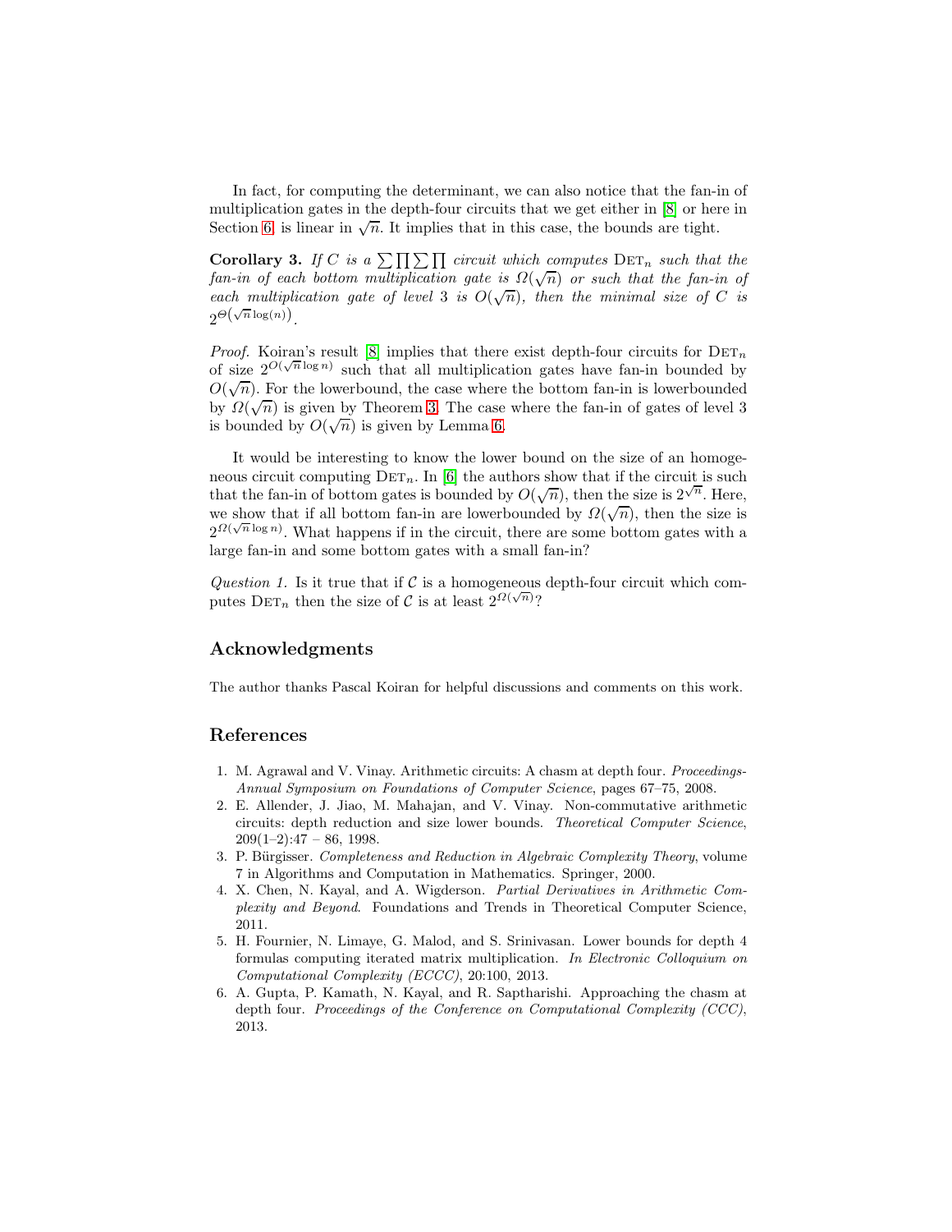In fact, for computing the determinant, we can also notice that the fan-in of multiplication gates in the depth-four circuits that we get either in [8] or here in Section 6 is linear in $\sqrt{n}$. It implies that in this case, the bounds are tight.

**Corollary 3.** *If $C$ is a $\sum\prod\sum\prod$ circuit which computes $\mathrm{DET}_n$ such that the fan-in of each bottom multiplication gate is $\Omega(\sqrt{n})$ or such that the fan-in of each multiplication gate of level 3 is $O(\sqrt{n})$, then the minimal size of $C$ is $2^{\Theta(\sqrt{n}\log(n))}$.*

*Proof.* Koiran's result [8] implies that there exist depth-four circuits for $\mathrm{DET}_n$ of size $2^{O(\sqrt{n}\log n)}$ such that all multiplication gates have fan-in bounded by $O(\sqrt{n})$. For the lowerbound, the case where the bottom fan-in is lowerbounded by $\Omega(\sqrt{n})$ is given by Theorem 3. The case where the fan-in of gates of level 3 is bounded by $O(\sqrt{n})$ is given by Lemma 6.

It would be interesting to know the lower bound on the size of an homogeneous circuit computing $\mathrm{DET}_n$. In [6] the authors show that if the circuit is such that the fan-in of bottom gates is bounded by $O(\sqrt{n})$, then the size is $2^{\sqrt{n}}$. Here, we show that if all bottom fan-in are lowerbounded by $\Omega(\sqrt{n})$, then the size is $2^{\Omega(\sqrt{n}\log n)}$. What happens if in the circuit, there are some bottom gates with a large fan-in and some bottom gates with a small fan-in?

*Question 1.* Is it true that if $\mathcal{C}$ is a homogeneous depth-four circuit which computes $\mathrm{DET}_n$ then the size of $\mathcal{C}$ is at least $2^{\Omega(\sqrt{n})}$?

## Acknowledgments

The author thanks Pascal Koiran for helpful discussions and comments on this work.

## References

1. M. Agrawal and V. Vinay. Arithmetic circuits: A chasm at depth four. *Proceedings-Annual Symposium on Foundations of Computer Science*, pages 67–75, 2008.
2. E. Allender, J. Jiao, M. Mahajan, and V. Vinay. Non-commutative arithmetic circuits: depth reduction and size lower bounds. *Theoretical Computer Science*, 209(1–2):47 – 86, 1998.
3. P. Bürgisser. *Completeness and Reduction in Algebraic Complexity Theory*, volume 7 in Algorithms and Computation in Mathematics. Springer, 2000.
4. X. Chen, N. Kayal, and A. Wigderson. *Partial Derivatives in Arithmetic Complexity and Beyond*. Foundations and Trends in Theoretical Computer Science, 2011.
5. H. Fournier, N. Limaye, G. Malod, and S. Srinivasan. Lower bounds for depth 4 formulas computing iterated matrix multiplication. *In Electronic Colloquium on Computational Complexity (ECCC)*, 20:100, 2013.
6. A. Gupta, P. Kamath, N. Kayal, and R. Saptharishi. Approaching the chasm at depth four. *Proceedings of the Conference on Computational Complexity (CCC)*, 2013.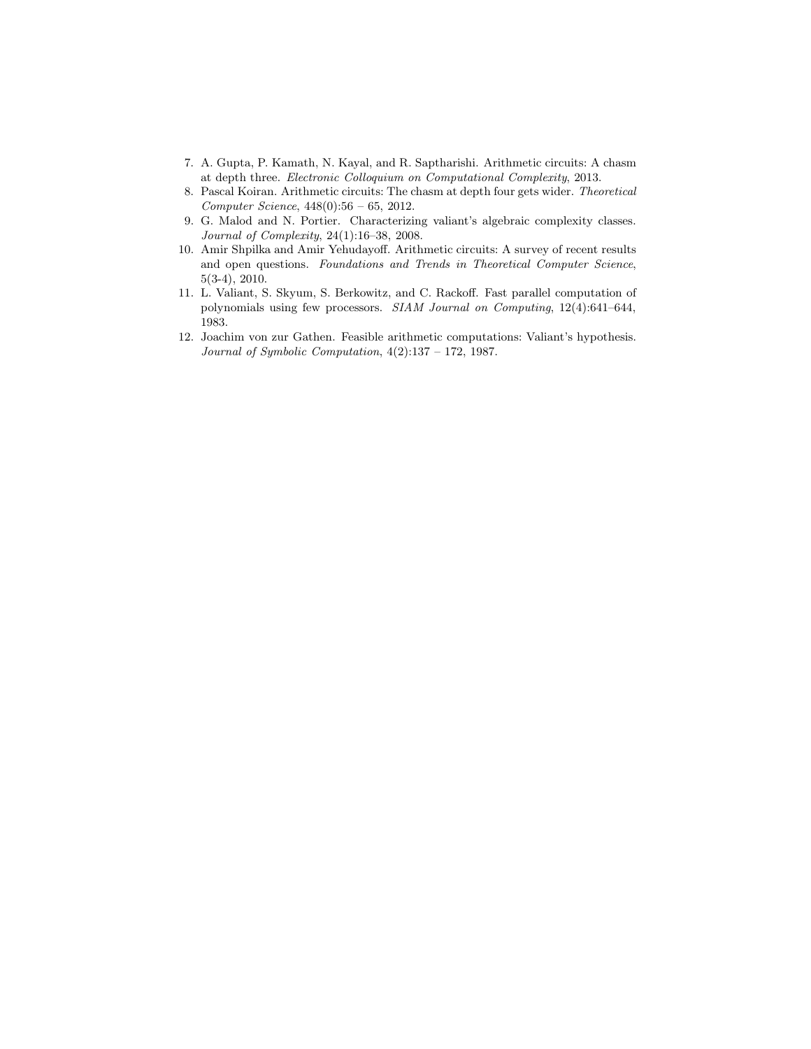7. A. Gupta, P. Kamath, N. Kayal, and R. Saptharishi. Arithmetic circuits: A chasm at depth three. *Electronic Colloquium on Computational Complexity*, 2013.
8. Pascal Koiran. Arithmetic circuits: The chasm at depth four gets wider. *Theoretical Computer Science*, 448(0):56 – 65, 2012.
9. G. Malod and N. Portier. Characterizing valiant's algebraic complexity classes. *Journal of Complexity*, 24(1):16–38, 2008.
10. Amir Shpilka and Amir Yehudayoff. Arithmetic circuits: A survey of recent results and open questions. *Foundations and Trends in Theoretical Computer Science*, 5(3-4), 2010.
11. L. Valiant, S. Skyum, S. Berkowitz, and C. Rackoff. Fast parallel computation of polynomials using few processors. *SIAM Journal on Computing*, 12(4):641–644, 1983.
12. Joachim von zur Gathen. Feasible arithmetic computations: Valiant's hypothesis. *Journal of Symbolic Computation*, 4(2):137 – 172, 1987.